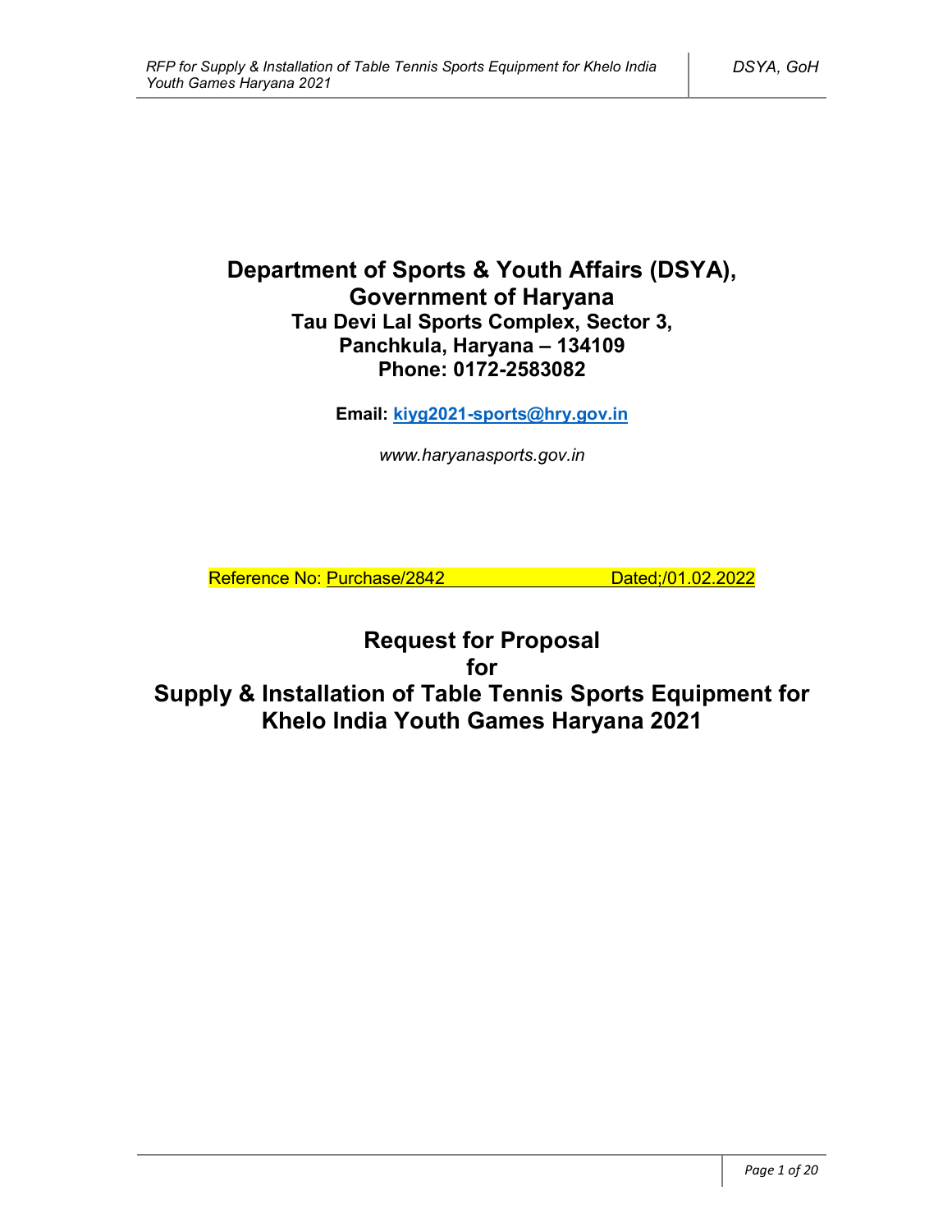# Department of Sports & Youth Affairs (DSYA), Government of Haryana

**Tau Devi Lal Sports Complex, Sector 3,**
**Panchkula, Haryana – 134109**
**Phone: 0172-2583082**

**Email: kiyg2021-sports@hry.gov.in**

*www.haryanasports.gov.in*

Reference No: Purchase/2842 Dated;/01.02.2022

# Request for Proposal for Supply & Installation of Table Tennis Sports Equipment for Khelo India Youth Games Haryana 2021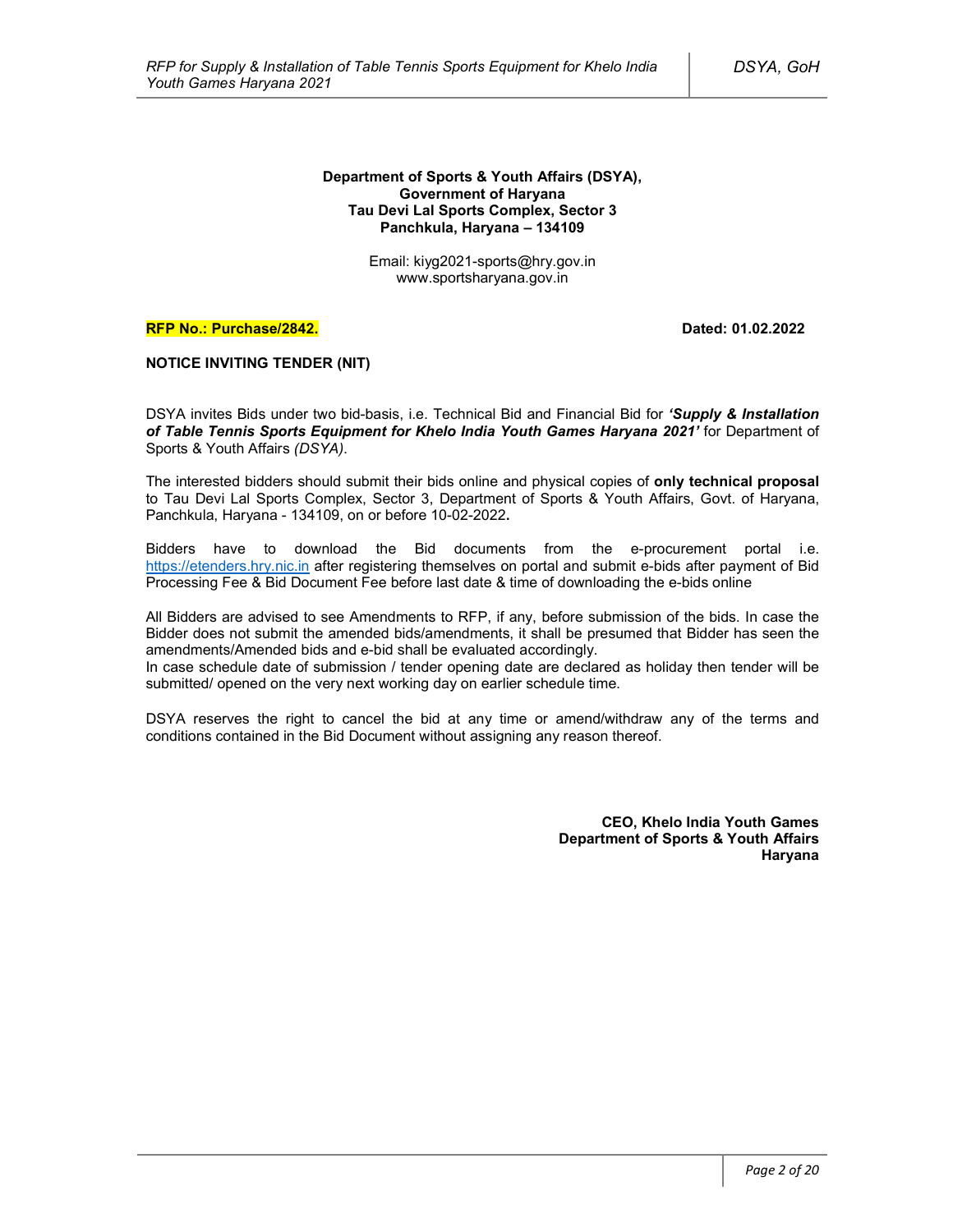**Department of Sports & Youth Affairs (DSYA),**
**Government of Haryana**
**Tau Devi Lal Sports Complex, Sector 3**
**Panchkula, Haryana – 134109**

Email: kiyg2021-sports@hry.gov.in
www.sportsharyana.gov.in

**RFP No.: Purchase/2842.** **Dated: 01.02.2022**

**NOTICE INVITING TENDER (NIT)**

DSYA invites Bids under two bid-basis, i.e. Technical Bid and Financial Bid for ***'Supply & Installation of Table Tennis Sports Equipment for Khelo India Youth Games Haryana 2021'*** for Department of Sports & Youth Affairs *(DSYA)*.

The interested bidders should submit their bids online and physical copies of **only technical proposal** to Tau Devi Lal Sports Complex, Sector 3, Department of Sports & Youth Affairs, Govt. of Haryana, Panchkula, Haryana - 134109, on or before 10-02-2022**.**

Bidders have to download the Bid documents from the e-procurement portal i.e. https://etenders.hry.nic.in after registering themselves on portal and submit e-bids after payment of Bid Processing Fee & Bid Document Fee before last date & time of downloading the e-bids online

All Bidders are advised to see Amendments to RFP, if any, before submission of the bids. In case the Bidder does not submit the amended bids/amendments, it shall be presumed that Bidder has seen the amendments/Amended bids and e-bid shall be evaluated accordingly.
In case schedule date of submission / tender opening date are declared as holiday then tender will be submitted/ opened on the very next working day on earlier schedule time.

DSYA reserves the right to cancel the bid at any time or amend/withdraw any of the terms and conditions contained in the Bid Document without assigning any reason thereof.

**CEO, Khelo India Youth Games**
**Department of Sports & Youth Affairs**
**Haryana**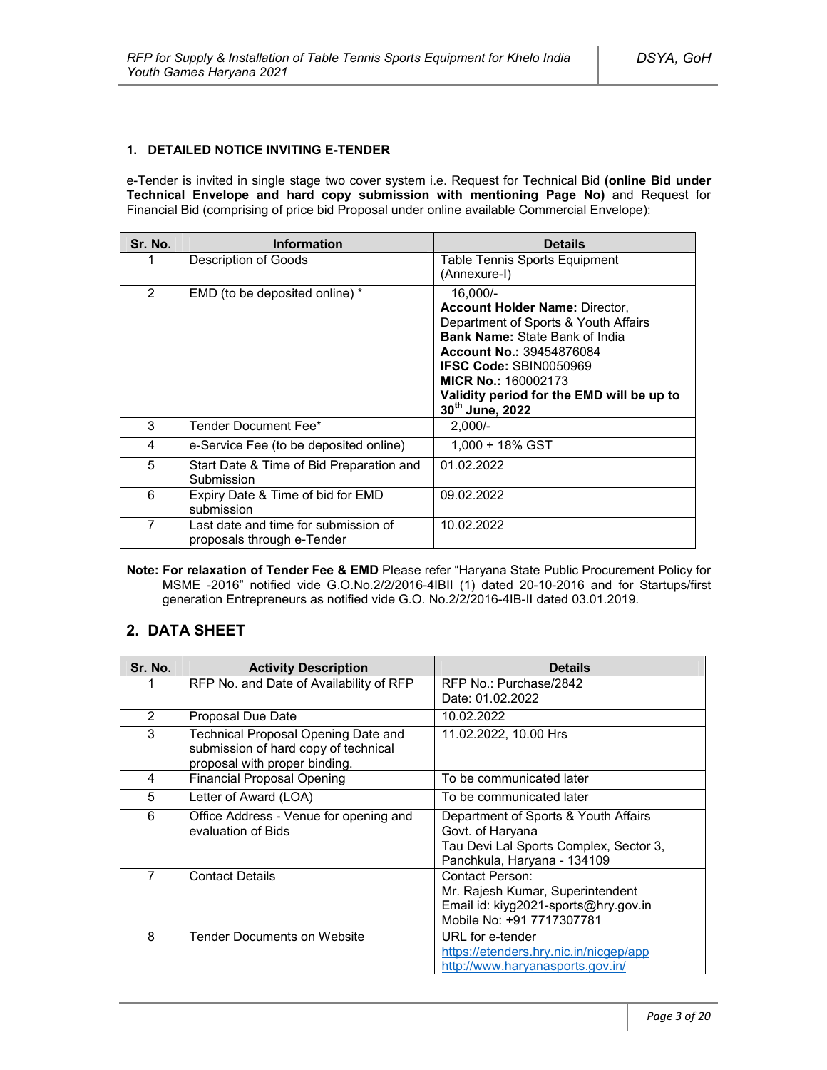### 1. DETAILED NOTICE INVITING E-TENDER

e-Tender is invited in single stage two cover system i.e. Request for Technical Bid **(online Bid under Technical Envelope and hard copy submission with mentioning Page No)** and Request for Financial Bid (comprising of price bid Proposal under online available Commercial Envelope):

| Sr. No. | Information | Details |
|---|---|---|
| 1 | Description of Goods | Table Tennis Sports Equipment (Annexure-I) |
| 2 | EMD (to be deposited online) * | 16,000/-<br>**Account Holder Name:** Director, Department of Sports & Youth Affairs<br>**Bank Name:** State Bank of India<br>**Account No.:** 39454876084<br>**IFSC Code:** SBIN0050969<br>**MICR No.:** 160002173<br>**Validity period for the EMD will be up to 30th June, 2022** |
| 3 | Tender Document Fee* | 2,000/- |
| 4 | e-Service Fee (to be deposited online) | 1,000 + 18% GST |
| 5 | Start Date & Time of Bid Preparation and Submission | 01.02.2022 |
| 6 | Expiry Date & Time of bid for EMD submission | 09.02.2022 |
| 7 | Last date and time for submission of proposals through e-Tender | 10.02.2022 |

**Note: For relaxation of Tender Fee & EMD** Please refer "Haryana State Public Procurement Policy for MSME -2016" notified vide G.O.No.2/2/2016-4IBII (1) dated 20-10-2016 and for Startups/first generation Entrepreneurs as notified vide G.O. No.2/2/2016-4IB-II dated 03.01.2019.

## 2. DATA SHEET

| Sr. No. | Activity Description | Details |
|---|---|---|
| 1 | RFP No. and Date of Availability of RFP | RFP No.: Purchase/2842<br>Date: 01.02.2022 |
| 2 | Proposal Due Date | 10.02.2022 |
| 3 | Technical Proposal Opening Date and submission of hard copy of technical proposal with proper binding. | 11.02.2022, 10.00 Hrs |
| 4 | Financial Proposal Opening | To be communicated later |
| 5 | Letter of Award (LOA) | To be communicated later |
| 6 | Office Address - Venue for opening and evaluation of Bids | Department of Sports & Youth Affairs<br>Govt. of Haryana<br>Tau Devi Lal Sports Complex, Sector 3, Panchkula, Haryana - 134109 |
| 7 | Contact Details | Contact Person:<br>Mr. Rajesh Kumar, Superintendent<br>Email id: kiyg2021-sports@hry.gov.in<br>Mobile No: +91 7717307781 |
| 8 | Tender Documents on Website | URL for e-tender<br>https://etenders.hry.nic.in/nicgep/app<br>http://www.haryanasports.gov.in/ |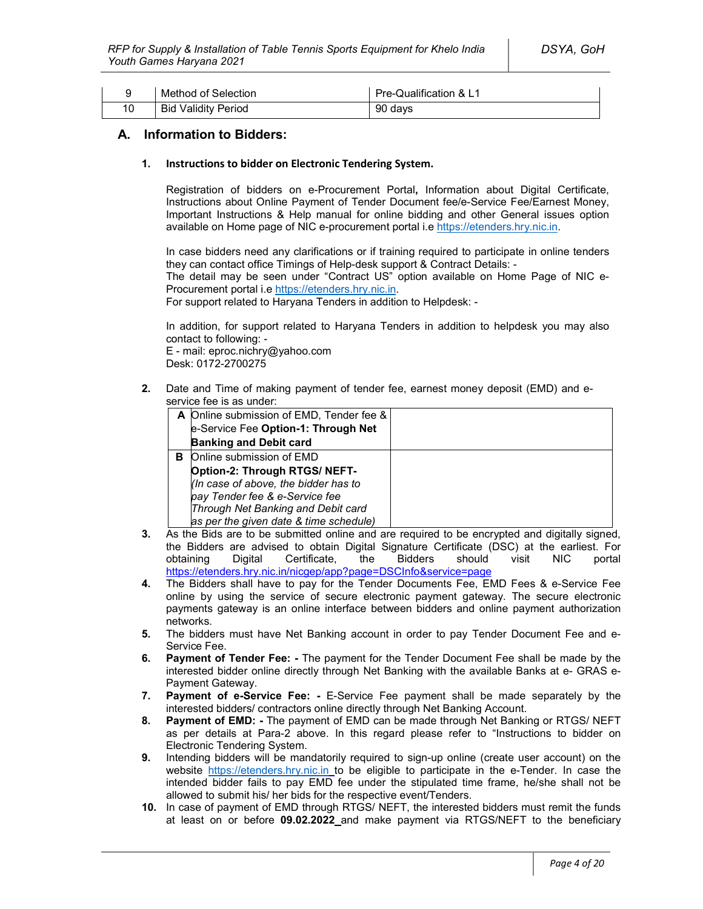| 9 | Method of Selection | Pre-Qualification & L1 |
|---|---|---|
| 10 | Bid Validity Period | 90 days |

## A. Information to Bidders:

### 1. Instructions to bidder on Electronic Tendering System.

Registration of bidders on e-Procurement Portal**,** Information about Digital Certificate, Instructions about Online Payment of Tender Document fee/e-Service Fee/Earnest Money, Important Instructions & Help manual for online bidding and other General issues option available on Home page of NIC e-procurement portal i.e https://etenders.hry.nic.in.

In case bidders need any clarifications or if training required to participate in online tenders they can contact office Timings of Help-desk support & Contract Details: -
The detail may be seen under "Contract US" option available on Home Page of NIC e-Procurement portal i.e https://etenders.hry.nic.in.
For support related to Haryana Tenders in addition to Helpdesk: -

In addition, for support related to Haryana Tenders in addition to helpdesk you may also contact to following: -
E - mail: eproc.nichry@yahoo.com
Desk: 0172-2700275

**2.** Date and Time of making payment of tender fee, earnest money deposit (EMD) and e-service fee is as under:

| | | |
|---|---|---|
| **A** | Online submission of EMD, Tender fee & e-Service Fee **Option-1: Through Net Banking and Debit card** | |
| **B** | Online submission of EMD **Option-2: Through RTGS/ NEFT-** *(In case of above, the bidder has to pay Tender fee & e-Service fee Through Net Banking and Debit card as per the given date & time schedule)* | |

**3.** As the Bids are to be submitted online and are required to be encrypted and digitally signed, the Bidders are advised to obtain Digital Signature Certificate (DSC) at the earliest. For obtaining Digital Certificate, the Bidders should visit NIC portal https://etenders.hry.nic.in/nicgep/app?page=DSCInfo&service=page

**4.** The Bidders shall have to pay for the Tender Documents Fee, EMD Fees & e-Service Fee online by using the service of secure electronic payment gateway. The secure electronic payments gateway is an online interface between bidders and online payment authorization networks.

**5.** The bidders must have Net Banking account in order to pay Tender Document Fee and e-Service Fee.

**6.** **Payment of Tender Fee: -** The payment for the Tender Document Fee shall be made by the interested bidder online directly through Net Banking with the available Banks at e- GRAS e-Payment Gateway.

**7.** **Payment of e-Service Fee: -** E-Service Fee payment shall be made separately by the interested bidders/ contractors online directly through Net Banking Account.

**8.** **Payment of EMD: -** The payment of EMD can be made through Net Banking or RTGS/ NEFT as per details at Para-2 above. In this regard please refer to "Instructions to bidder on Electronic Tendering System.

**9.** Intending bidders will be mandatorily required to sign-up online (create user account) on the website https://etenders.hry.nic.in to be eligible to participate in the e-Tender. In case the intended bidder fails to pay EMD fee under the stipulated time frame, he/she shall not be allowed to submit his/ her bids for the respective event/Tenders.

**10.** In case of payment of EMD through RTGS/ NEFT, the interested bidders must remit the funds at least on or before **09.02.2022** and make payment via RTGS/NEFT to the beneficiary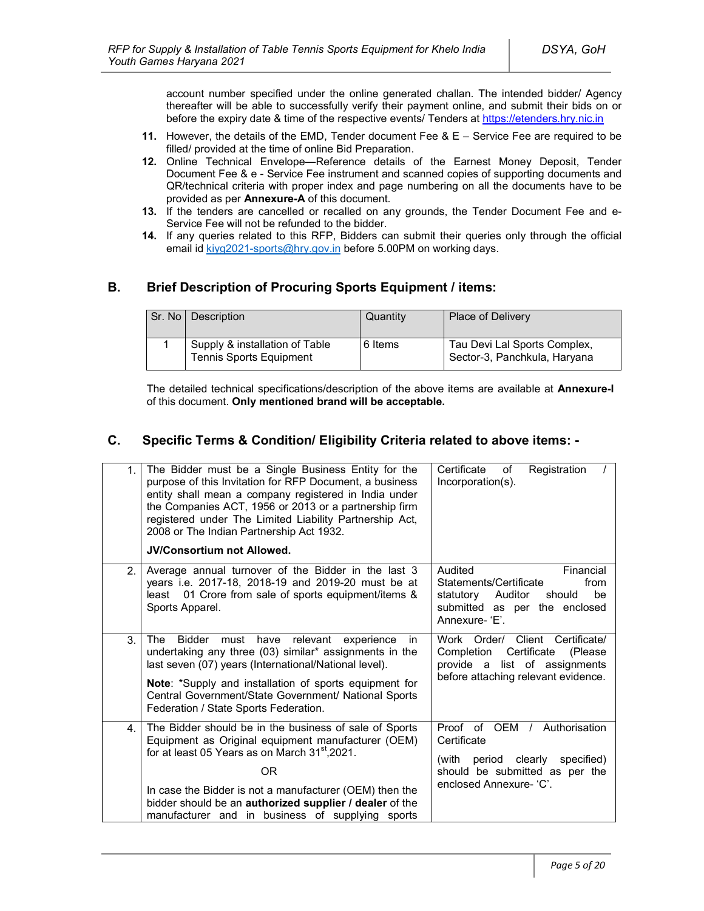account number specified under the online generated challan. The intended bidder/ Agency thereafter will be able to successfully verify their payment online, and submit their bids on or before the expiry date & time of the respective events/ Tenders at https://etenders.hry.nic.in

11. However, the details of the EMD, Tender document Fee & E – Service Fee are required to be filled/ provided at the time of online Bid Preparation.
12. Online Technical Envelope—Reference details of the Earnest Money Deposit, Tender Document Fee & e - Service Fee instrument and scanned copies of supporting documents and QR/technical criteria with proper index and page numbering on all the documents have to be provided as per **Annexure-A** of this document.
13. If the tenders are cancelled or recalled on any grounds, the Tender Document Fee and e-Service Fee will not be refunded to the bidder.
14. If any queries related to this RFP, Bidders can submit their queries only through the official email id kiyg2021-sports@hry.gov.in before 5.00PM on working days.

## B. Brief Description of Procuring Sports Equipment / items:

| Sr. No | Description | Quantity | Place of Delivery |
|---|---|---|---|
| 1 | Supply & installation of Table Tennis Sports Equipment | 6 Items | Tau Devi Lal Sports Complex, Sector-3, Panchkula, Haryana |

The detailed technical specifications/description of the above items are available at **Annexure-I** of this document. **Only mentioned brand will be acceptable.**

## C. Specific Terms & Condition/ Eligibility Criteria related to above items: -

| | | |
|---|---|---|
| 1. | The Bidder must be a Single Business Entity for the purpose of this Invitation for RFP Document, a business entity shall mean a company registered in India under the Companies ACT, 1956 or 2013 or a partnership firm registered under The Limited Liability Partnership Act, 2008 or The Indian Partnership Act 1932.<br><br>**JV/Consortium not Allowed.** | Certificate of Registration / Incorporation(s). |
| 2. | Average annual turnover of the Bidder in the last 3 years i.e. 2017-18, 2018-19 and 2019-20 must be at least 01 Crore from sale of sports equipment/items & Sports Apparel. | Audited Financial Statements/Certificate from statutory Auditor should be submitted as per the enclosed Annexure- 'E'. |
| 3. | The Bidder must have relevant experience in undertaking any three (03) similar* assignments in the last seven (07) years (International/National level).<br><br>**Note**: *Supply and installation of sports equipment for Central Government/State Government/ National Sports Federation / State Sports Federation. | Work Order/ Client Certificate/ Completion Certificate (Please provide a list of assignments before attaching relevant evidence. |
| 4. | The Bidder should be in the business of sale of Sports Equipment as Original equipment manufacturer (OEM) for at least 05 Years as on March 31st,2021.<br><br>OR<br><br>In case the Bidder is not a manufacturer (OEM) then the bidder should be an **authorized supplier / dealer** of the manufacturer and in business of supplying sports | Proof of OEM / Authorisation Certificate<br><br>(with period clearly specified) should be submitted as per the enclosed Annexure- 'C'. |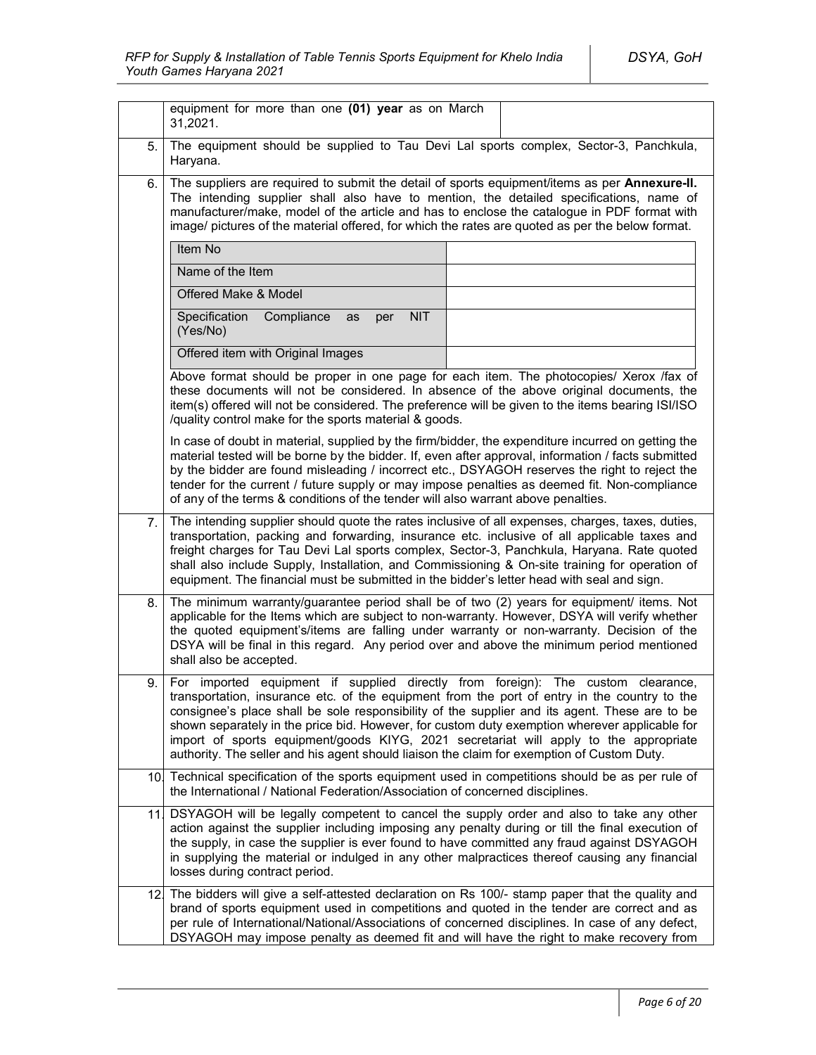| | | |
|---|---|---|
| | equipment for more than one **(01) year** as on March 31,2021. | |
| 5. | The equipment should be supplied to Tau Devi Lal sports complex, Sector-3, Panchkula, Haryana. | |
| 6. | The suppliers are required to submit the detail of sports equipment/items as per **Annexure-II.** The intending supplier shall also have to mention, the detailed specifications, name of manufacturer/make, model of the article and has to enclose the catalogue in PDF format with image/ pictures of the material offered, for which the rates are quoted as per the below format. | |

| Item No | |
|---|---|
| Name of the Item | |
| Offered Make & Model | |
| Specification Compliance as per NIT (Yes/No) | |
| Offered item with Original Images | |

Above format should be proper in one page for each item. The photocopies/ Xerox /fax of these documents will not be considered. In absence of the above original documents, the item(s) offered will not be considered. The preference will be given to the items bearing ISI/ISO /quality control make for the sports material & goods.

In case of doubt in material, supplied by the firm/bidder, the expenditure incurred on getting the material tested will be borne by the bidder. If, even after approval, information / facts submitted by the bidder are found misleading / incorrect etc., DSYAGOH reserves the right to reject the tender for the current / future supply or may impose penalties as deemed fit. Non-compliance of any of the terms & conditions of the tender will also warrant above penalties.

| | |
|---|---|
| 7. | The intending supplier should quote the rates inclusive of all expenses, charges, taxes, duties, transportation, packing and forwarding, insurance etc. inclusive of all applicable taxes and freight charges for Tau Devi Lal sports complex, Sector-3, Panchkula, Haryana. Rate quoted shall also include Supply, Installation, and Commissioning & On-site training for operation of equipment. The financial must be submitted in the bidder's letter head with seal and sign. |
| 8. | The minimum warranty/guarantee period shall be of two (2) years for equipment/ items. Not applicable for the Items which are subject to non-warranty. However, DSYA will verify whether the quoted equipment's/items are falling under warranty or non-warranty. Decision of the DSYA will be final in this regard. Any period over and above the minimum period mentioned shall also be accepted. |
| 9. | For imported equipment if supplied directly from foreign): The custom clearance, transportation, insurance etc. of the equipment from the port of entry in the country to the consignee's place shall be sole responsibility of the supplier and its agent. These are to be shown separately in the price bid. However, for custom duty exemption wherever applicable for import of sports equipment/goods KIYG, 2021 secretariat will apply to the appropriate authority. The seller and his agent should liaison the claim for exemption of Custom Duty. |
| 10. | Technical specification of the sports equipment used in competitions should be as per rule of the International / National Federation/Association of concerned disciplines. |
| 11. | DSYAGOH will be legally competent to cancel the supply order and also to take any other action against the supplier including imposing any penalty during or till the final execution of the supply, in case the supplier is ever found to have committed any fraud against DSYAGOH in supplying the material or indulged in any other malpractices thereof causing any financial losses during contract period. |
| 12. | The bidders will give a self-attested declaration on Rs 100/- stamp paper that the quality and brand of sports equipment used in competitions and quoted in the tender are correct and as per rule of International/National/Associations of concerned disciplines. In case of any defect, DSYAGOH may impose penalty as deemed fit and will have the right to make recovery from |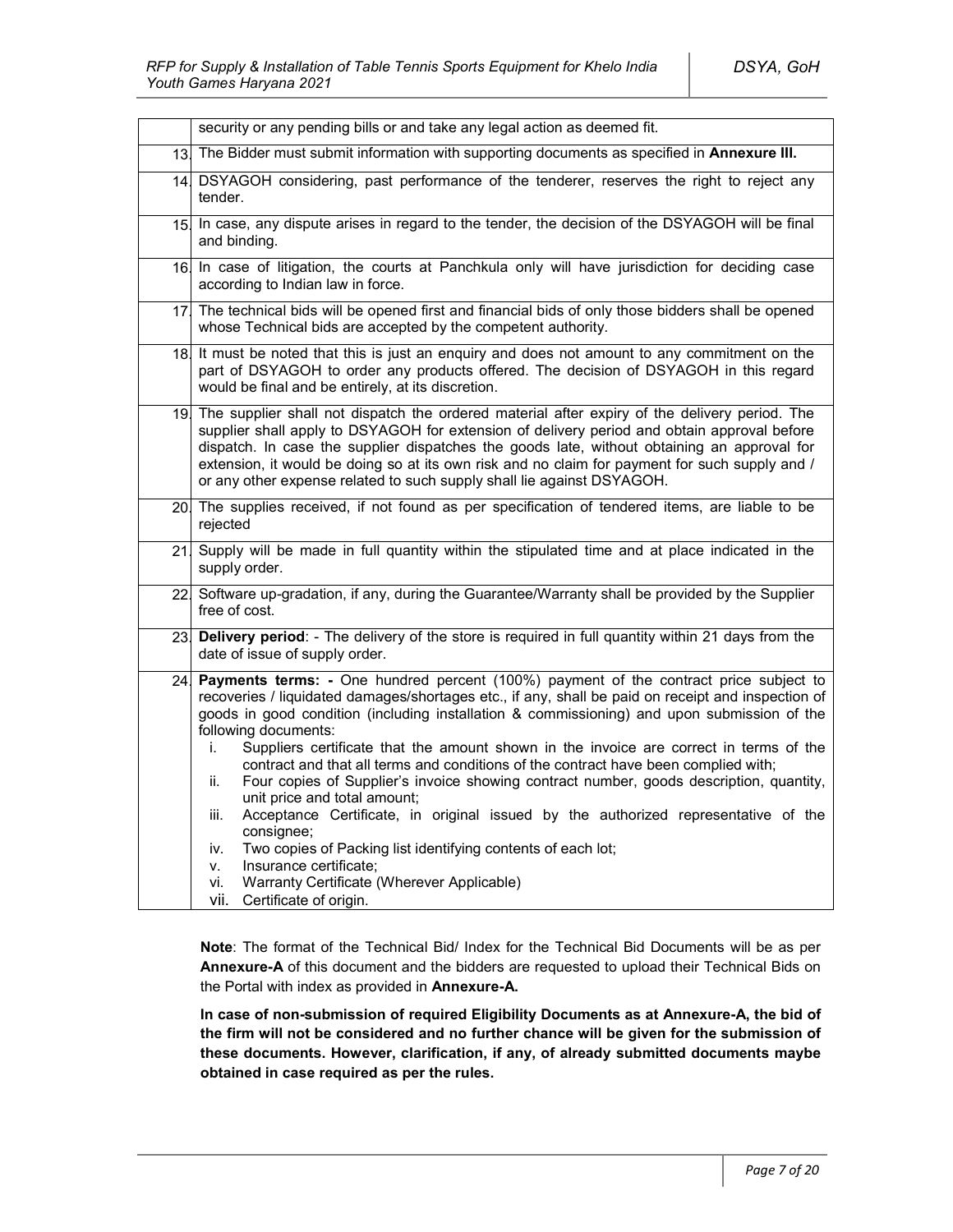| | |
|---|---|
| | security or any pending bills or and take any legal action as deemed fit. |
| 13. | The Bidder must submit information with supporting documents as specified in **Annexure III.** |
| 14. | DSYAGOH considering, past performance of the tenderer, reserves the right to reject any tender. |
| 15. | In case, any dispute arises in regard to the tender, the decision of the DSYAGOH will be final and binding. |
| 16. | In case of litigation, the courts at Panchkula only will have jurisdiction for deciding case according to Indian law in force. |
| 17. | The technical bids will be opened first and financial bids of only those bidders shall be opened whose Technical bids are accepted by the competent authority. |
| 18. | It must be noted that this is just an enquiry and does not amount to any commitment on the part of DSYAGOH to order any products offered. The decision of DSYAGOH in this regard would be final and be entirely, at its discretion. |
| 19. | The supplier shall not dispatch the ordered material after expiry of the delivery period. The supplier shall apply to DSYAGOH for extension of delivery period and obtain approval before dispatch. In case the supplier dispatches the goods late, without obtaining an approval for extension, it would be doing so at its own risk and no claim for payment for such supply and / or any other expense related to such supply shall lie against DSYAGOH. |
| 20. | The supplies received, if not found as per specification of tendered items, are liable to be rejected |
| 21. | Supply will be made in full quantity within the stipulated time and at place indicated in the supply order. |
| 22. | Software up-gradation, if any, during the Guarantee/Warranty shall be provided by the Supplier free of cost. |
| 23. | **Delivery period**: - The delivery of the store is required in full quantity within 21 days from the date of issue of supply order. |
| 24. | **Payments terms: -** One hundred percent (100%) payment of the contract price subject to recoveries / liquidated damages/shortages etc., if any, shall be paid on receipt and inspection of goods in good condition (including installation & commissioning) and upon submission of the following documents:<br>i. Suppliers certificate that the amount shown in the invoice are correct in terms of the contract and that all terms and conditions of the contract have been complied with;<br>ii. Four copies of Supplier's invoice showing contract number, goods description, quantity, unit price and total amount;<br>iii. Acceptance Certificate, in original issued by the authorized representative of the consignee;<br>iv. Two copies of Packing list identifying contents of each lot;<br>v. Insurance certificate;<br>vi. Warranty Certificate (Wherever Applicable)<br>vii. Certificate of origin. |

**Note**: The format of the Technical Bid/ Index for the Technical Bid Documents will be as per **Annexure-A** of this document and the bidders are requested to upload their Technical Bids on the Portal with index as provided in **Annexure-A.**

**In case of non-submission of required Eligibility Documents as at Annexure-A, the bid of the firm will not be considered and no further chance will be given for the submission of these documents. However, clarification, if any, of already submitted documents maybe obtained in case required as per the rules.**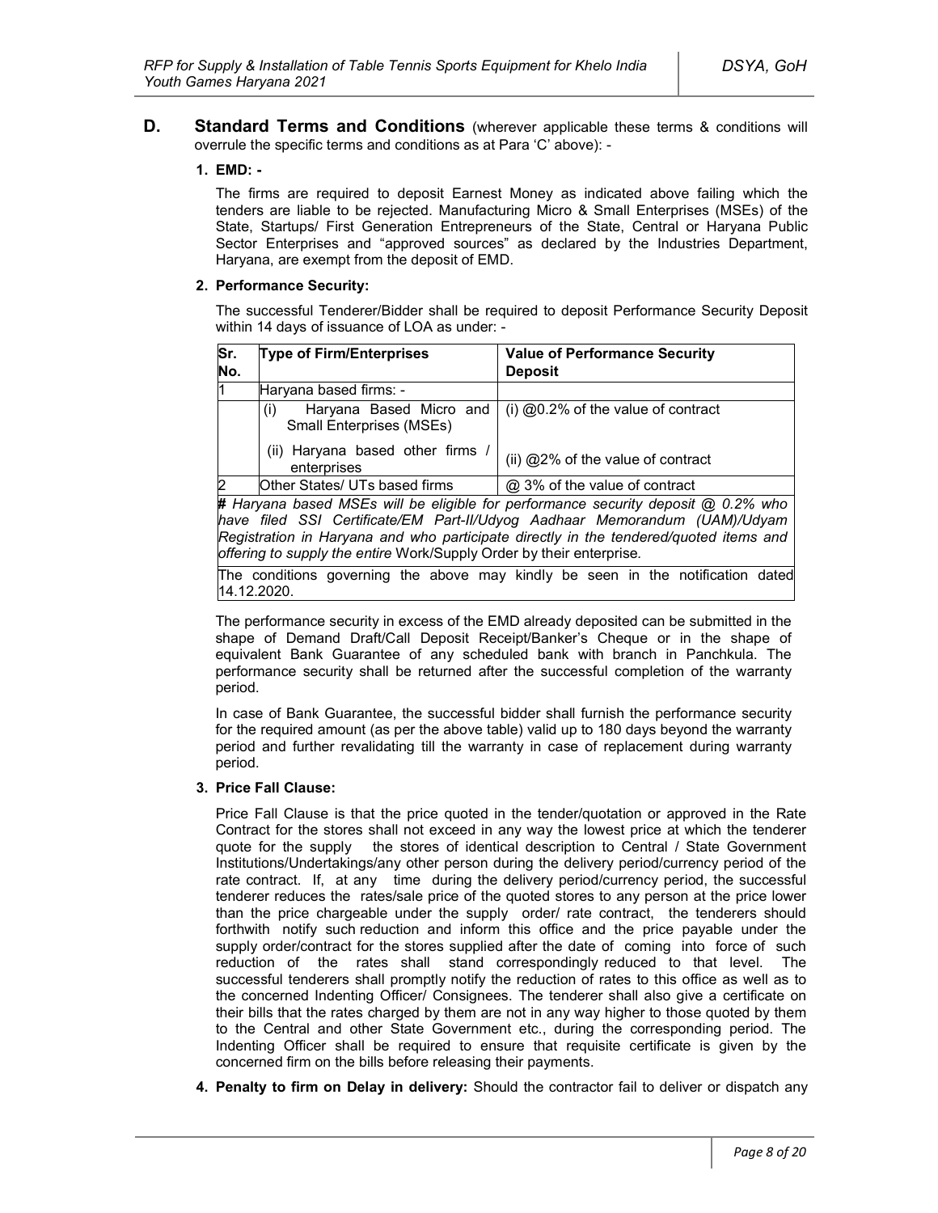## D. Standard Terms and Conditions (wherever applicable these terms & conditions will overrule the specific terms and conditions as at Para 'C' above): -

### 1. EMD: -

The firms are required to deposit Earnest Money as indicated above failing which the tenders are liable to be rejected. Manufacturing Micro & Small Enterprises (MSEs) of the State, Startups/ First Generation Entrepreneurs of the State, Central or Haryana Public Sector Enterprises and "approved sources" as declared by the Industries Department, Haryana, are exempt from the deposit of EMD.

### 2. Performance Security:

The successful Tenderer/Bidder shall be required to deposit Performance Security Deposit within 14 days of issuance of LOA as under: -

| Sr. No. | Type of Firm/Enterprises | Value of Performance Security Deposit |
|---|---|---|
| 1 | Haryana based firms: - | |
| | (i) Haryana Based Micro and Small Enterprises (MSEs) | (i) @0.2% of the value of contract |
| | (ii) Haryana based other firms / enterprises | (ii) @2% of the value of contract |
| 2 | Other States/ UTs based firms | @ 3% of the value of contract |

*# Haryana based MSEs will be eligible for performance security deposit @ 0.2% who have filed SSI Certificate/EM Part-II/Udyog Aadhaar Memorandum (UAM)/Udyam Registration in Haryana and who participate directly in the tendered/quoted items and offering to supply the entire* Work/Supply Order by their enterprise*.*

The conditions governing the above may kindly be seen in the notification dated 14.12.2020.

The performance security in excess of the EMD already deposited can be submitted in the shape of Demand Draft/Call Deposit Receipt/Banker's Cheque or in the shape of equivalent Bank Guarantee of any scheduled bank with branch in Panchkula. The performance security shall be returned after the successful completion of the warranty period.

In case of Bank Guarantee, the successful bidder shall furnish the performance security for the required amount (as per the above table) valid up to 180 days beyond the warranty period and further revalidating till the warranty in case of replacement during warranty period.

### 3. Price Fall Clause:

Price Fall Clause is that the price quoted in the tender/quotation or approved in the Rate Contract for the stores shall not exceed in any way the lowest price at which the tenderer quote for the supply the stores of identical description to Central / State Government Institutions/Undertakings/any other person during the delivery period/currency period of the rate contract. If, at any time during the delivery period/currency period, the successful tenderer reduces the rates/sale price of the quoted stores to any person at the price lower than the price chargeable under the supply order/ rate contract, the tenderers should forthwith notify such reduction and inform this office and the price payable under the supply order/contract for the stores supplied after the date of coming into force of such reduction of the rates shall stand correspondingly reduced to that level. The successful tenderers shall promptly notify the reduction of rates to this office as well as to the concerned Indenting Officer/ Consignees. The tenderer shall also give a certificate on their bills that the rates charged by them are not in any way higher to those quoted by them to the Central and other State Government etc., during the corresponding period. The Indenting Officer shall be required to ensure that requisite certificate is given by the concerned firm on the bills before releasing their payments.

### 4. **Penalty to firm on Delay in delivery:** Should the contractor fail to deliver or dispatch any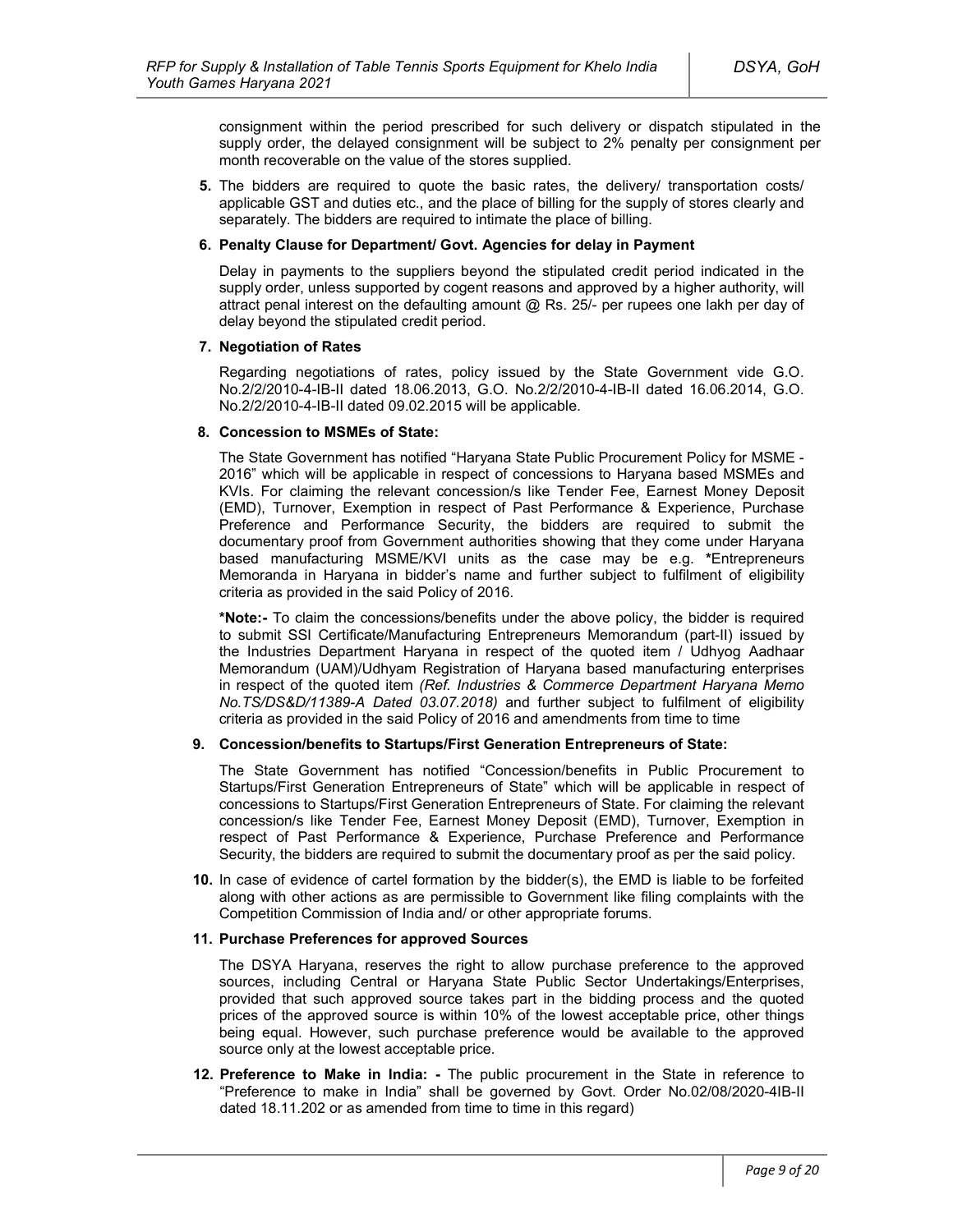consignment within the period prescribed for such delivery or dispatch stipulated in the supply order, the delayed consignment will be subject to 2% penalty per consignment per month recoverable on the value of the stores supplied.

**5.** The bidders are required to quote the basic rates, the delivery/ transportation costs/ applicable GST and duties etc., and the place of billing for the supply of stores clearly and separately. The bidders are required to intimate the place of billing.

**6. Penalty Clause for Department/ Govt. Agencies for delay in Payment**

Delay in payments to the suppliers beyond the stipulated credit period indicated in the supply order, unless supported by cogent reasons and approved by a higher authority, will attract penal interest on the defaulting amount @ Rs. 25/- per rupees one lakh per day of delay beyond the stipulated credit period.

**7. Negotiation of Rates**

Regarding negotiations of rates, policy issued by the State Government vide G.O. No.2/2/2010-4-IB-II dated 18.06.2013, G.O. No.2/2/2010-4-IB-II dated 16.06.2014, G.O. No.2/2/2010-4-IB-II dated 09.02.2015 will be applicable.

**8. Concession to MSMEs of State:**

The State Government has notified "Haryana State Public Procurement Policy for MSME - 2016" which will be applicable in respect of concessions to Haryana based MSMEs and KVIs. For claiming the relevant concession/s like Tender Fee, Earnest Money Deposit (EMD), Turnover, Exemption in respect of Past Performance & Experience, Purchase Preference and Performance Security, the bidders are required to submit the documentary proof from Government authorities showing that they come under Haryana based manufacturing MSME/KVI units as the case may be e.g. **\***Entrepreneurs Memoranda in Haryana in bidder's name and further subject to fulfilment of eligibility criteria as provided in the said Policy of 2016.

**\*Note:-** To claim the concessions/benefits under the above policy, the bidder is required to submit SSI Certificate/Manufacturing Entrepreneurs Memorandum (part-II) issued by the Industries Department Haryana in respect of the quoted item / Udhyog Aadhaar Memorandum (UAM)/Udhyam Registration of Haryana based manufacturing enterprises in respect of the quoted item *(Ref. Industries & Commerce Department Haryana Memo No.TS/DS&D/11389-A Dated 03.07.2018)* and further subject to fulfilment of eligibility criteria as provided in the said Policy of 2016 and amendments from time to time

**9. Concession/benefits to Startups/First Generation Entrepreneurs of State:**

The State Government has notified "Concession/benefits in Public Procurement to Startups/First Generation Entrepreneurs of State" which will be applicable in respect of concessions to Startups/First Generation Entrepreneurs of State. For claiming the relevant concession/s like Tender Fee, Earnest Money Deposit (EMD), Turnover, Exemption in respect of Past Performance & Experience, Purchase Preference and Performance Security, the bidders are required to submit the documentary proof as per the said policy.

**10.** In case of evidence of cartel formation by the bidder(s), the EMD is liable to be forfeited along with other actions as are permissible to Government like filing complaints with the Competition Commission of India and/ or other appropriate forums.

**11. Purchase Preferences for approved Sources**

The DSYA Haryana, reserves the right to allow purchase preference to the approved sources, including Central or Haryana State Public Sector Undertakings/Enterprises, provided that such approved source takes part in the bidding process and the quoted prices of the approved source is within 10% of the lowest acceptable price, other things being equal. However, such purchase preference would be available to the approved source only at the lowest acceptable price.

**12. Preference to Make in India: -** The public procurement in the State in reference to "Preference to make in India" shall be governed by Govt. Order No.02/08/2020-4IB-II dated 18.11.202 or as amended from time to time in this regard)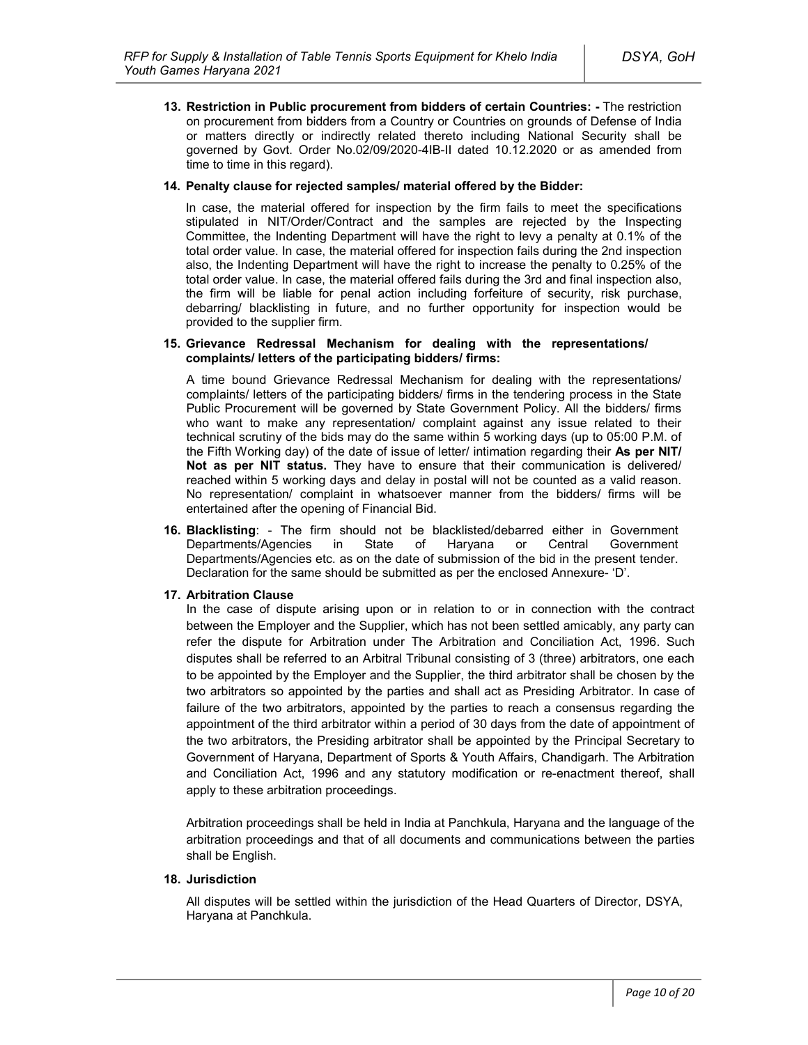**13. Restriction in Public procurement from bidders of certain Countries: -** The restriction on procurement from bidders from a Country or Countries on grounds of Defense of India or matters directly or indirectly related thereto including National Security shall be governed by Govt. Order No.02/09/2020-4IB-II dated 10.12.2020 or as amended from time to time in this regard).

**14. Penalty clause for rejected samples/ material offered by the Bidder:**

In case, the material offered for inspection by the firm fails to meet the specifications stipulated in NIT/Order/Contract and the samples are rejected by the Inspecting Committee, the Indenting Department will have the right to levy a penalty at 0.1% of the total order value. In case, the material offered for inspection fails during the 2nd inspection also, the Indenting Department will have the right to increase the penalty to 0.25% of the total order value. In case, the material offered fails during the 3rd and final inspection also, the firm will be liable for penal action including forfeiture of security, risk purchase, debarring/ blacklisting in future, and no further opportunity for inspection would be provided to the supplier firm.

**15. Grievance Redressal Mechanism for dealing with the representations/ complaints/ letters of the participating bidders/ firms:**

A time bound Grievance Redressal Mechanism for dealing with the representations/ complaints/ letters of the participating bidders/ firms in the tendering process in the State Public Procurement will be governed by State Government Policy. All the bidders/ firms who want to make any representation/ complaint against any issue related to their technical scrutiny of the bids may do the same within 5 working days (up to 05:00 P.M. of the Fifth Working day) of the date of issue of letter/ intimation regarding their **As per NIT/ Not as per NIT status.** They have to ensure that their communication is delivered/ reached within 5 working days and delay in postal will not be counted as a valid reason. No representation/ complaint in whatsoever manner from the bidders/ firms will be entertained after the opening of Financial Bid.

**16. Blacklisting**: - The firm should not be blacklisted/debarred either in Government Departments/Agencies in State of Haryana or Central Government Departments/Agencies etc. as on the date of submission of the bid in the present tender. Declaration for the same should be submitted as per the enclosed Annexure- 'D'.

**17. Arbitration Clause**

In the case of dispute arising upon or in relation to or in connection with the contract between the Employer and the Supplier, which has not been settled amicably, any party can refer the dispute for Arbitration under The Arbitration and Conciliation Act, 1996. Such disputes shall be referred to an Arbitral Tribunal consisting of 3 (three) arbitrators, one each to be appointed by the Employer and the Supplier, the third arbitrator shall be chosen by the two arbitrators so appointed by the parties and shall act as Presiding Arbitrator. In case of failure of the two arbitrators, appointed by the parties to reach a consensus regarding the appointment of the third arbitrator within a period of 30 days from the date of appointment of the two arbitrators, the Presiding arbitrator shall be appointed by the Principal Secretary to Government of Haryana, Department of Sports & Youth Affairs, Chandigarh. The Arbitration and Conciliation Act, 1996 and any statutory modification or re-enactment thereof, shall apply to these arbitration proceedings.

Arbitration proceedings shall be held in India at Panchkula, Haryana and the language of the arbitration proceedings and that of all documents and communications between the parties shall be English.

**18. Jurisdiction**

All disputes will be settled within the jurisdiction of the Head Quarters of Director, DSYA, Haryana at Panchkula.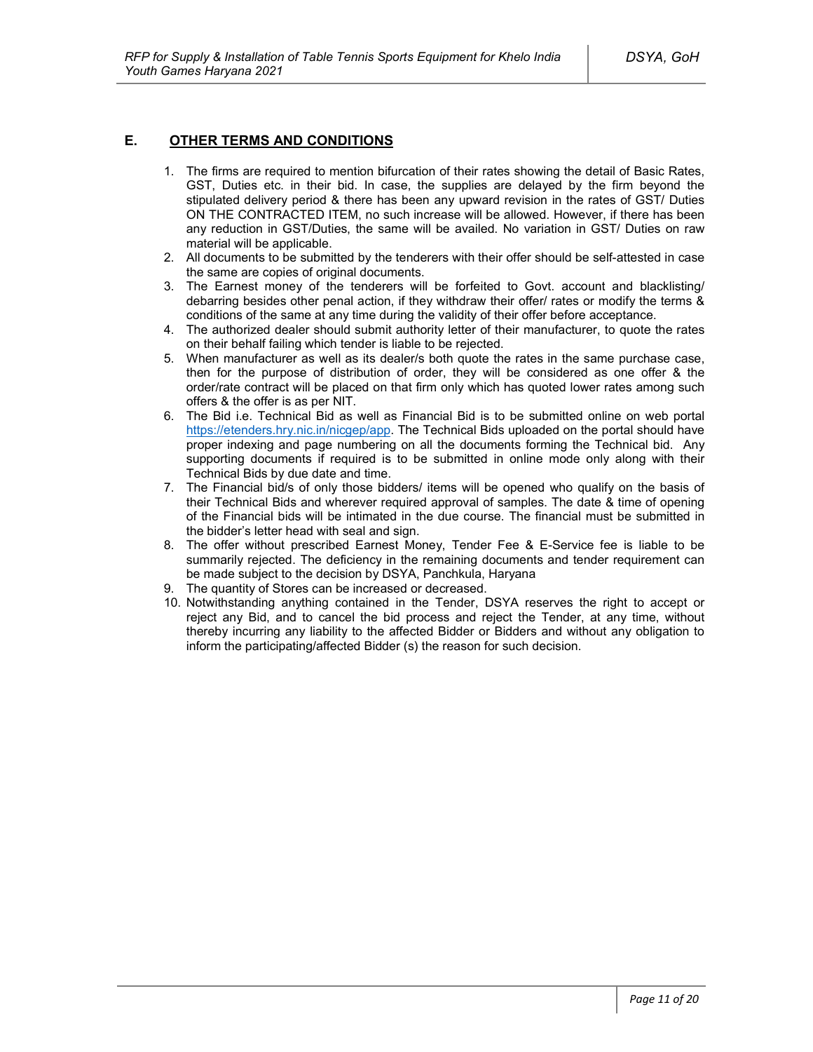## E. OTHER TERMS AND CONDITIONS

1. The firms are required to mention bifurcation of their rates showing the detail of Basic Rates, GST, Duties etc. in their bid. In case, the supplies are delayed by the firm beyond the stipulated delivery period & there has been any upward revision in the rates of GST/ Duties ON THE CONTRACTED ITEM, no such increase will be allowed. However, if there has been any reduction in GST/Duties, the same will be availed. No variation in GST/ Duties on raw material will be applicable.
2. All documents to be submitted by the tenderers with their offer should be self-attested in case the same are copies of original documents.
3. The Earnest money of the tenderers will be forfeited to Govt. account and blacklisting/ debarring besides other penal action, if they withdraw their offer/ rates or modify the terms & conditions of the same at any time during the validity of their offer before acceptance.
4. The authorized dealer should submit authority letter of their manufacturer, to quote the rates on their behalf failing which tender is liable to be rejected.
5. When manufacturer as well as its dealer/s both quote the rates in the same purchase case, then for the purpose of distribution of order, they will be considered as one offer & the order/rate contract will be placed on that firm only which has quoted lower rates among such offers & the offer is as per NIT.
6. The Bid i.e. Technical Bid as well as Financial Bid is to be submitted online on web portal https://etenders.hry.nic.in/nicgep/app. The Technical Bids uploaded on the portal should have proper indexing and page numbering on all the documents forming the Technical bid. Any supporting documents if required is to be submitted in online mode only along with their Technical Bids by due date and time.
7. The Financial bid/s of only those bidders/ items will be opened who qualify on the basis of their Technical Bids and wherever required approval of samples. The date & time of opening of the Financial bids will be intimated in the due course. The financial must be submitted in the bidder's letter head with seal and sign.
8. The offer without prescribed Earnest Money, Tender Fee & E-Service fee is liable to be summarily rejected. The deficiency in the remaining documents and tender requirement can be made subject to the decision by DSYA, Panchkula, Haryana
9. The quantity of Stores can be increased or decreased.
10. Notwithstanding anything contained in the Tender, DSYA reserves the right to accept or reject any Bid, and to cancel the bid process and reject the Tender, at any time, without thereby incurring any liability to the affected Bidder or Bidders and without any obligation to inform the participating/affected Bidder (s) the reason for such decision.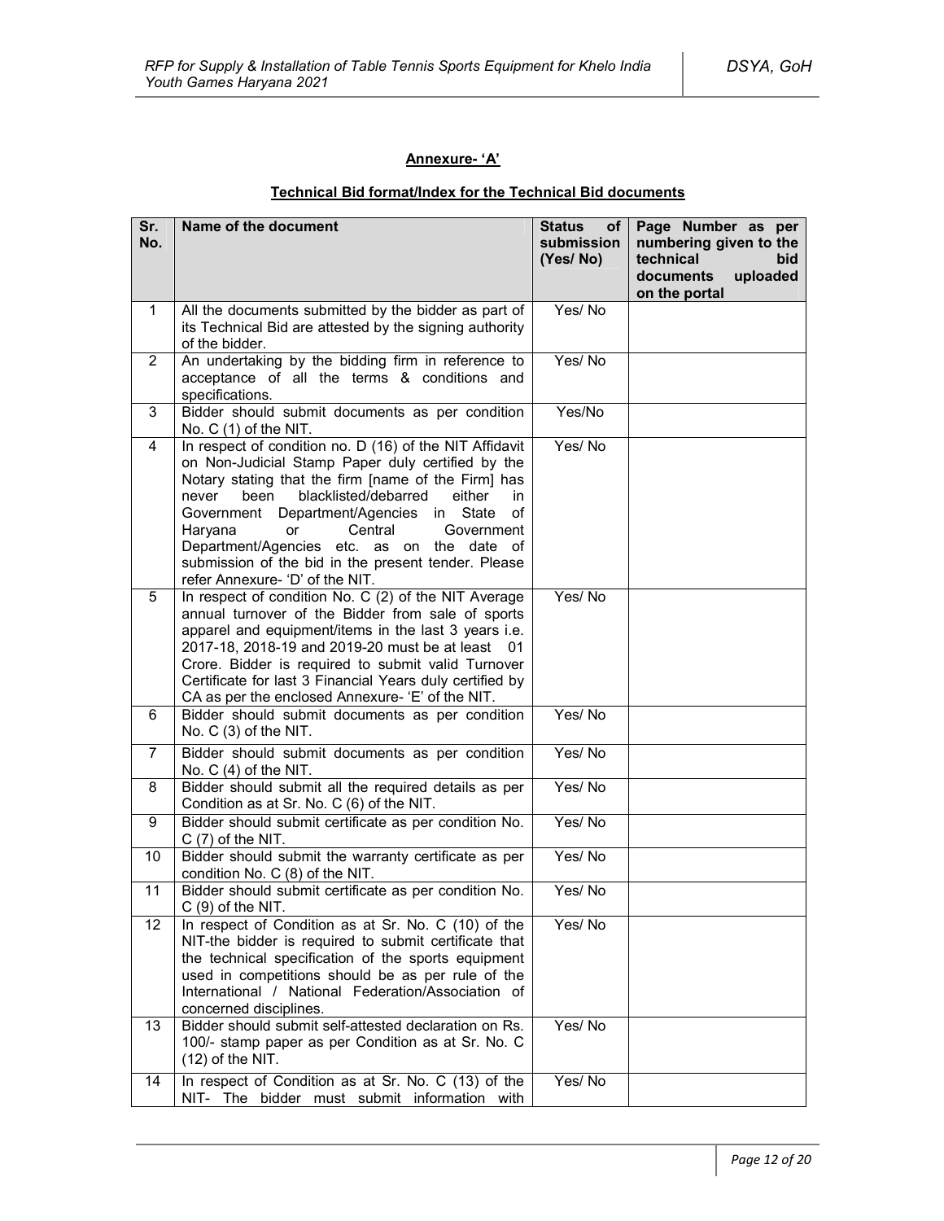**Annexure- 'A'**

**Technical Bid format/Index for the Technical Bid documents**

| Sr. No. | Name of the document | Status of submission (Yes/ No) | Page Number as per numbering given to the technical bid documents uploaded on the portal |
|---|---|---|---|
| 1 | All the documents submitted by the bidder as part of its Technical Bid are attested by the signing authority of the bidder. | Yes/ No | |
| 2 | An undertaking by the bidding firm in reference to acceptance of all the terms & conditions and specifications. | Yes/ No | |
| 3 | Bidder should submit documents as per condition No. C (1) of the NIT. | Yes/No | |
| 4 | In respect of condition no. D (16) of the NIT Affidavit on Non-Judicial Stamp Paper duly certified by the Notary stating that the firm [name of the Firm] has never been blacklisted/debarred either in Government Department/Agencies in State of Haryana or Central Government Department/Agencies etc. as on the date of submission of the bid in the present tender. Please refer Annexure- 'D' of the NIT. | Yes/ No | |
| 5 | In respect of condition No. C (2) of the NIT Average annual turnover of the Bidder from sale of sports apparel and equipment/items in the last 3 years i.e. 2017-18, 2018-19 and 2019-20 must be at least 01 Crore. Bidder is required to submit valid Turnover Certificate for last 3 Financial Years duly certified by CA as per the enclosed Annexure- 'E' of the NIT. | Yes/ No | |
| 6 | Bidder should submit documents as per condition No. C (3) of the NIT. | Yes/ No | |
| 7 | Bidder should submit documents as per condition No. C (4) of the NIT. | Yes/ No | |
| 8 | Bidder should submit all the required details as per Condition as at Sr. No. C (6) of the NIT. | Yes/ No | |
| 9 | Bidder should submit certificate as per condition No. C (7) of the NIT. | Yes/ No | |
| 10 | Bidder should submit the warranty certificate as per condition No. C (8) of the NIT. | Yes/ No | |
| 11 | Bidder should submit certificate as per condition No. C (9) of the NIT. | Yes/ No | |
| 12 | In respect of Condition as at Sr. No. C (10) of the NIT-the bidder is required to submit certificate that the technical specification of the sports equipment used in competitions should be as per rule of the International / National Federation/Association of concerned disciplines. | Yes/ No | |
| 13 | Bidder should submit self-attested declaration on Rs. 100/- stamp paper as per Condition as at Sr. No. C (12) of the NIT. | Yes/ No | |
| 14 | In respect of Condition as at Sr. No. C (13) of the NIT- The bidder must submit information with | Yes/ No | |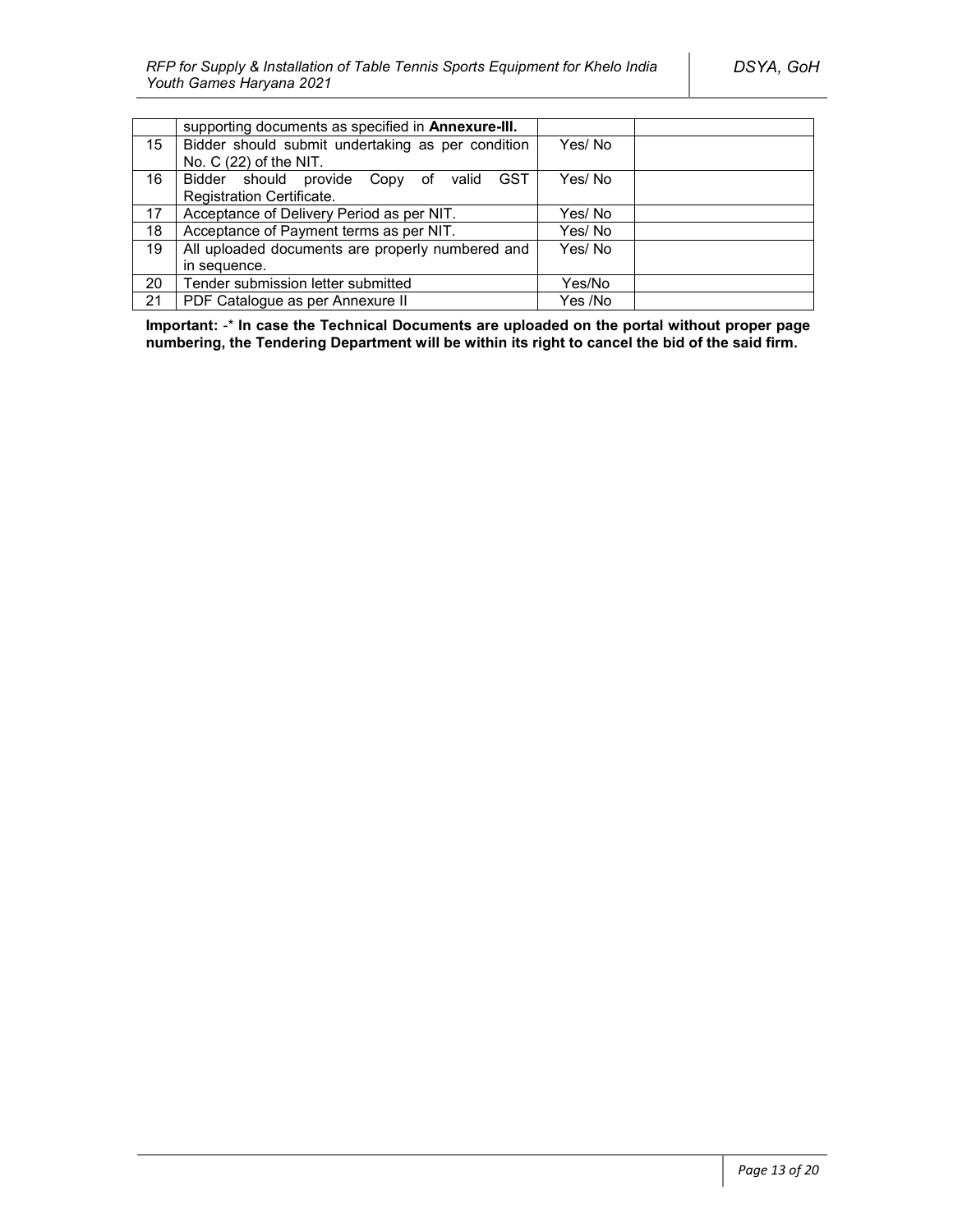| | | | |
|---|---|---|---|
| | supporting documents as specified in **Annexure-III.** | | |
| 15 | Bidder should submit undertaking as per condition No. C (22) of the NIT. | Yes/ No | |
| 16 | Bidder should provide Copy of valid GST Registration Certificate. | Yes/ No | |
| 17 | Acceptance of Delivery Period as per NIT. | Yes/ No | |
| 18 | Acceptance of Payment terms as per NIT. | Yes/ No | |
| 19 | All uploaded documents are properly numbered and in sequence. | Yes/ No | |
| 20 | Tender submission letter submitted | Yes/No | |
| 21 | PDF Catalogue as per Annexure II | Yes /No | |

**Important:** -* **In case the Technical Documents are uploaded on the portal without proper page numbering, the Tendering Department will be within its right to cancel the bid of the said firm.**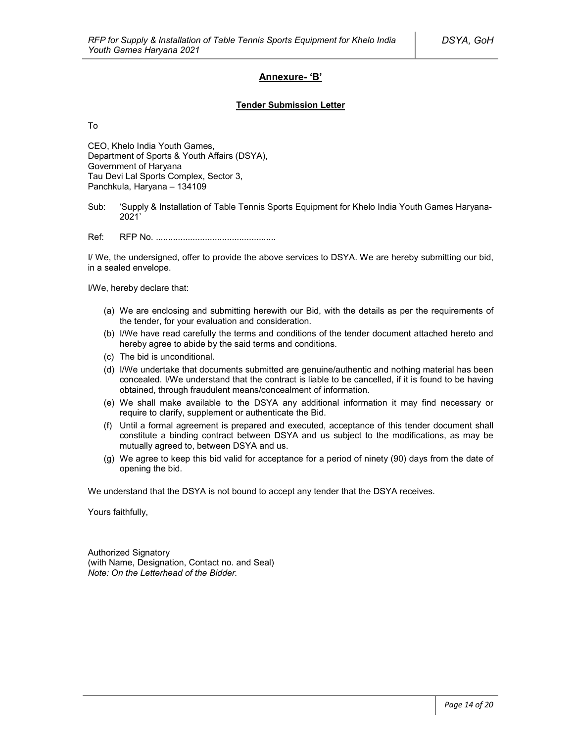## Annexure- 'B'

### Tender Submission Letter

To

CEO, Khelo India Youth Games,
Department of Sports & Youth Affairs (DSYA),
Government of Haryana
Tau Devi Lal Sports Complex, Sector 3,
Panchkula, Haryana – 134109

Sub: 'Supply & Installation of Table Tennis Sports Equipment for Khelo India Youth Games Haryana-2021'

Ref: RFP No. .................................................

I/ We, the undersigned, offer to provide the above services to DSYA. We are hereby submitting our bid, in a sealed envelope.

I/We, hereby declare that:

(a) We are enclosing and submitting herewith our Bid, with the details as per the requirements of the tender, for your evaluation and consideration.
(b) I/We have read carefully the terms and conditions of the tender document attached hereto and hereby agree to abide by the said terms and conditions.
(c) The bid is unconditional.
(d) I/We undertake that documents submitted are genuine/authentic and nothing material has been concealed. I/We understand that the contract is liable to be cancelled, if it is found to be having obtained, through fraudulent means/concealment of information.
(e) We shall make available to the DSYA any additional information it may find necessary or require to clarify, supplement or authenticate the Bid.
(f) Until a formal agreement is prepared and executed, acceptance of this tender document shall constitute a binding contract between DSYA and us subject to the modifications, as may be mutually agreed to, between DSYA and us.
(g) We agree to keep this bid valid for acceptance for a period of ninety (90) days from the date of opening the bid.

We understand that the DSYA is not bound to accept any tender that the DSYA receives.

Yours faithfully,

Authorized Signatory
(with Name, Designation, Contact no. and Seal)
*Note: On the Letterhead of the Bidder.*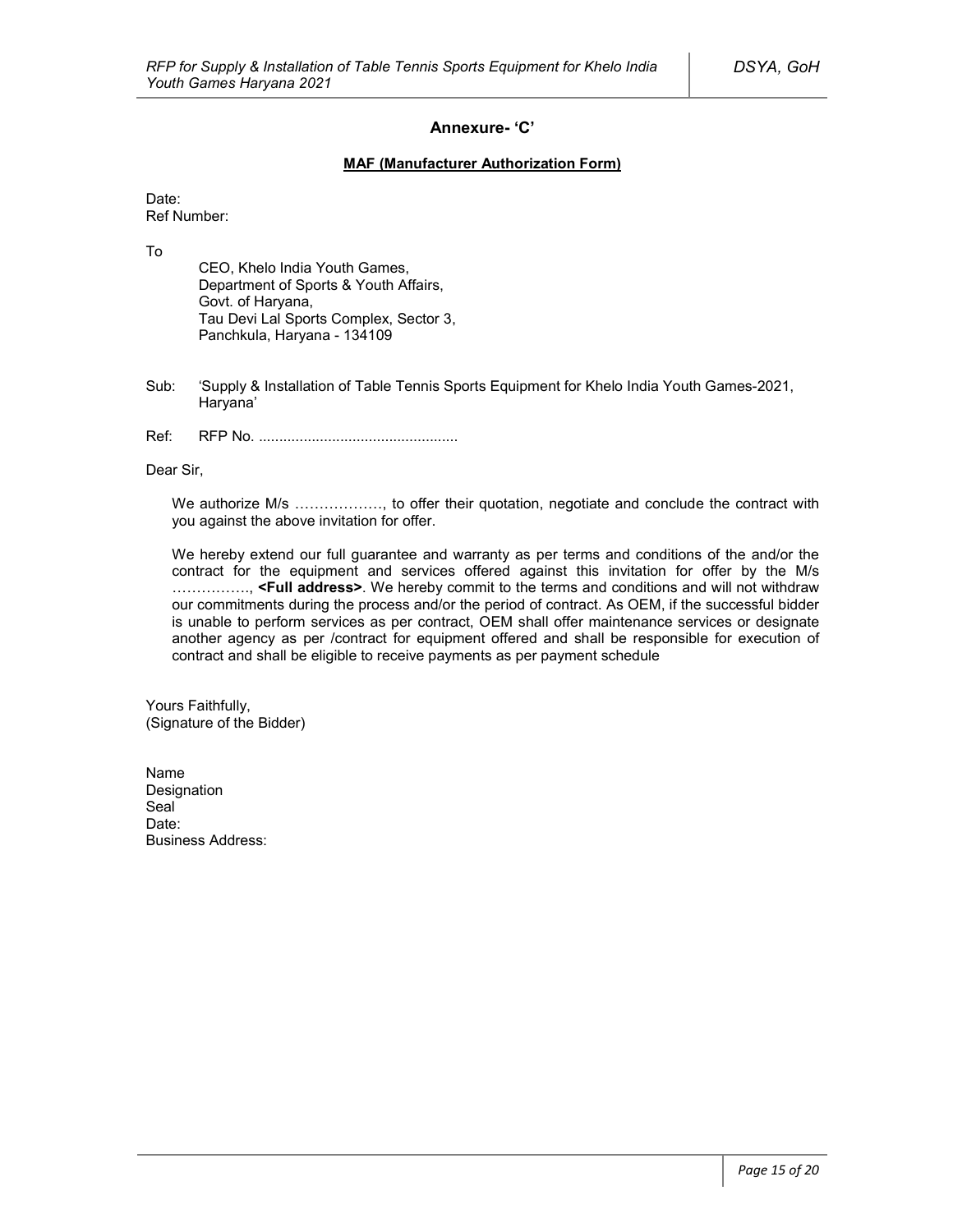## Annexure- 'C'

**MAF (Manufacturer Authorization Form)**

Date:
Ref Number:

To

CEO, Khelo India Youth Games,
Department of Sports & Youth Affairs,
Govt. of Haryana,
Tau Devi Lal Sports Complex, Sector 3,
Panchkula, Haryana - 134109

Sub: 'Supply & Installation of Table Tennis Sports Equipment for Khelo India Youth Games-2021, Haryana'

Ref: RFP No. ................................................

Dear Sir,

We authorize M/s ………………, to offer their quotation, negotiate and conclude the contract with you against the above invitation for offer.

We hereby extend our full guarantee and warranty as per terms and conditions of the and/or the contract for the equipment and services offered against this invitation for offer by the M/s ……………., **<Full address>**. We hereby commit to the terms and conditions and will not withdraw our commitments during the process and/or the period of contract. As OEM, if the successful bidder is unable to perform services as per contract, OEM shall offer maintenance services or designate another agency as per /contract for equipment offered and shall be responsible for execution of contract and shall be eligible to receive payments as per payment schedule

Yours Faithfully,
(Signature of the Bidder)

Name
Designation
Seal
Date:
Business Address: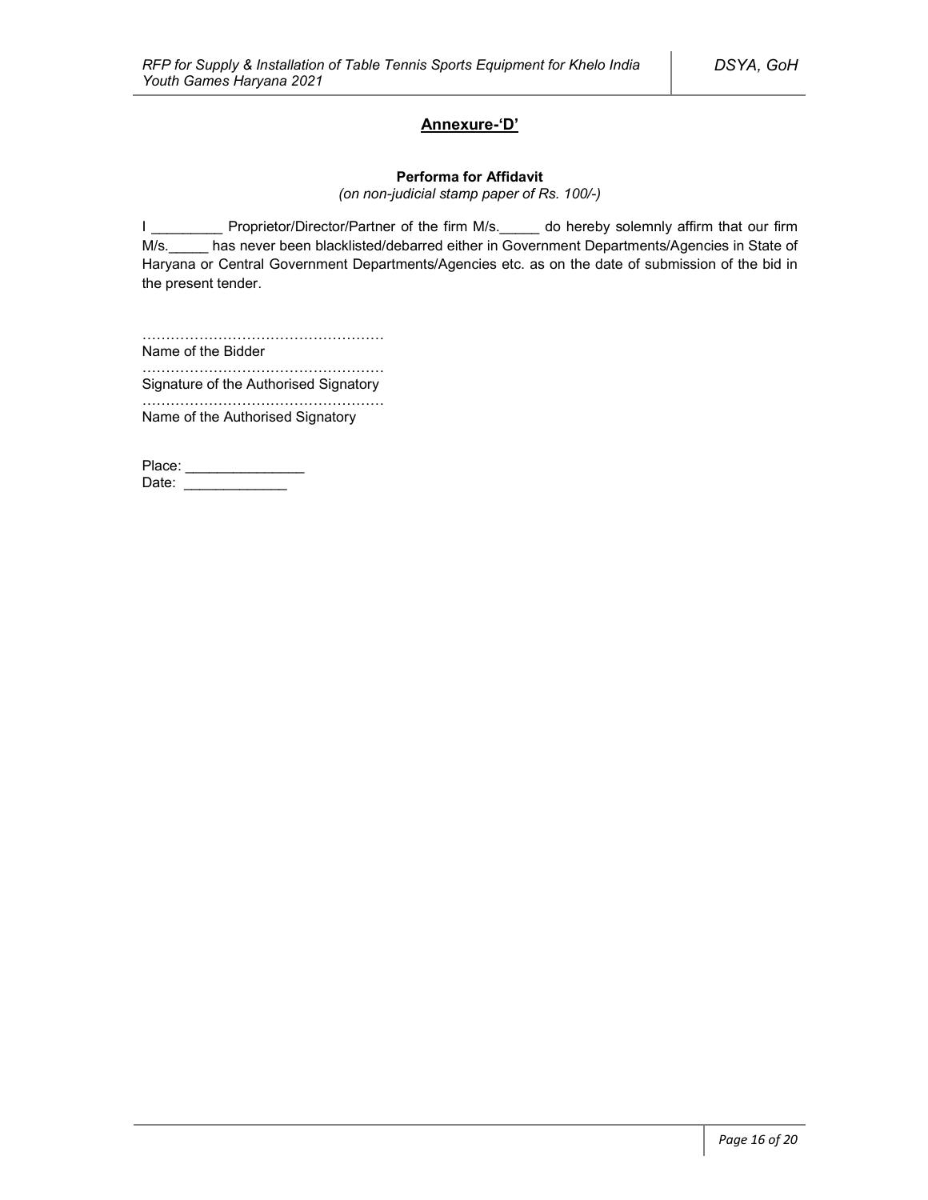## Annexure-'D'

**Performa for Affidavit**

*(on non-judicial stamp paper of Rs. 100/-)*

I _________ Proprietor/Director/Partner of the firm M/s._____ do hereby solemnly affirm that our firm M/s._____ has never been blacklisted/debarred either in Government Departments/Agencies in State of Haryana or Central Government Departments/Agencies etc. as on the date of submission of the bid in the present tender.

……………………………………………
Name of the Bidder

……………………………………………
Signature of the Authorised Signatory

……………………………………………
Name of the Authorised Signatory

Place: _______________
Date: _____________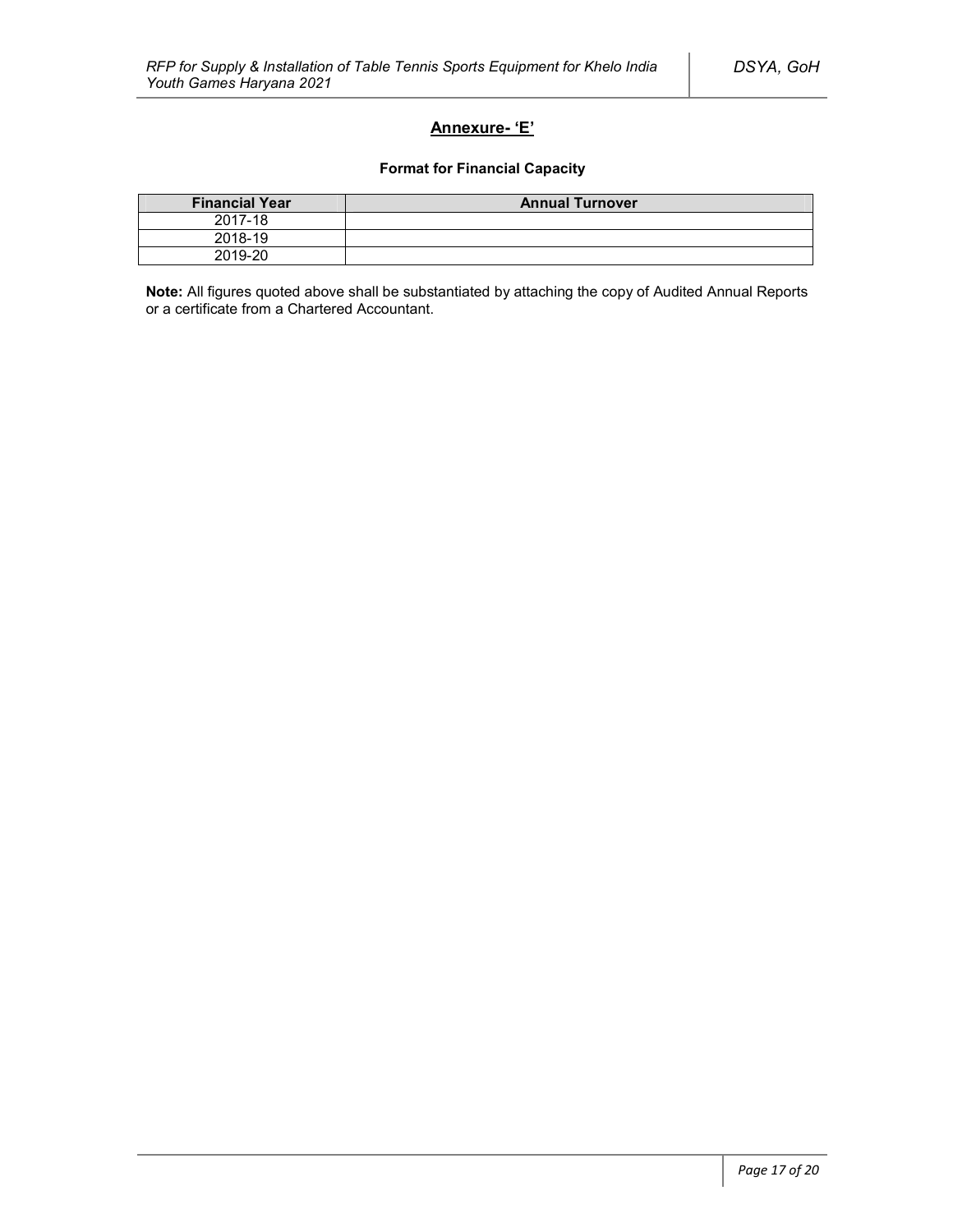## Annexure- 'E'

### Format for Financial Capacity

| Financial Year | Annual Turnover |
|---|---|
| 2017-18 | |
| 2018-19 | |
| 2019-20 | |

**Note:** All figures quoted above shall be substantiated by attaching the copy of Audited Annual Reports or a certificate from a Chartered Accountant.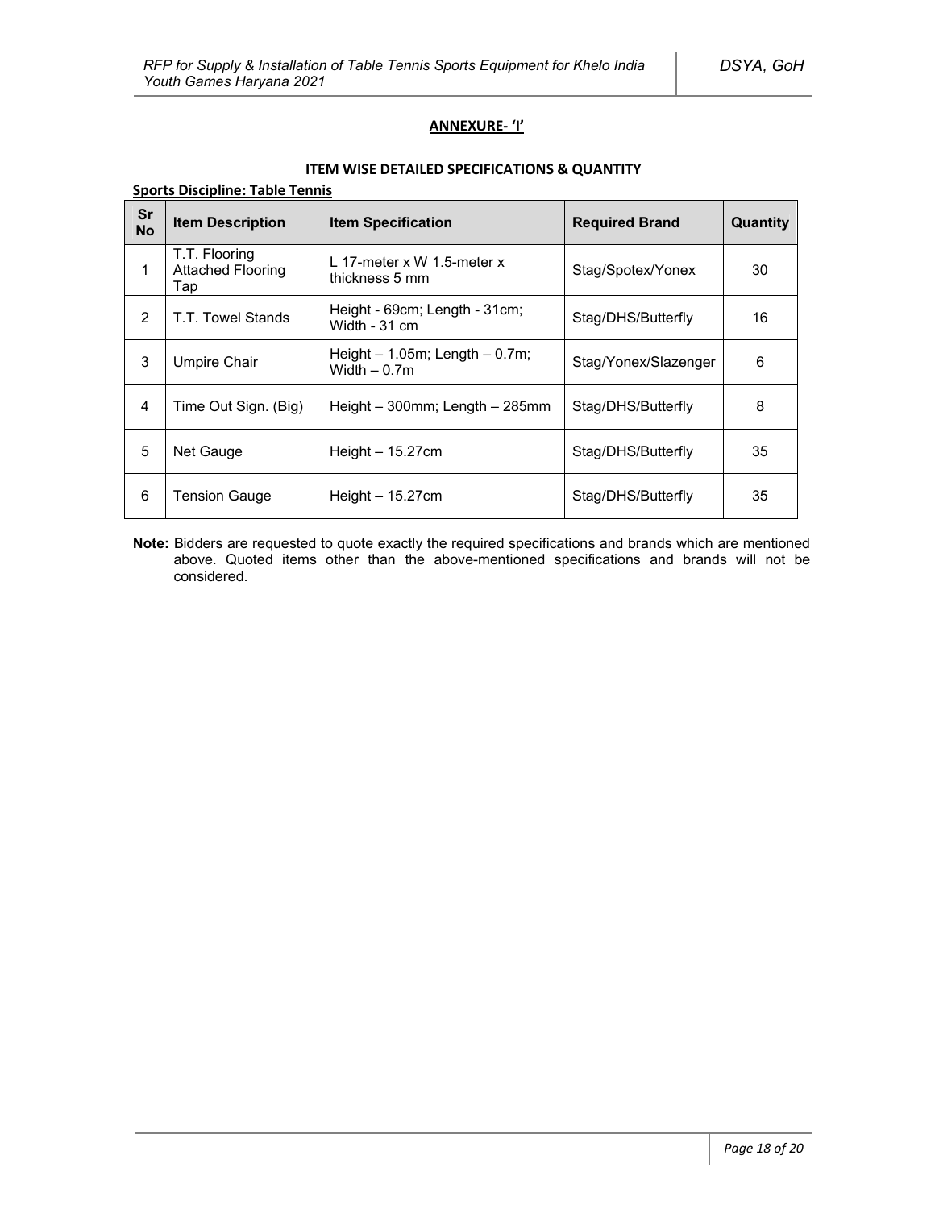**ANNEXURE- 'I'**

**ITEM WISE DETAILED SPECIFICATIONS & QUANTITY**

**Sports Discipline: Table Tennis**

| Sr No | Item Description | Item Specification | Required Brand | Quantity |
|---|---|---|---|---|
| 1 | T.T. Flooring Attached Flooring Tap | L 17-meter x W 1.5-meter x thickness 5 mm | Stag/Spotex/Yonex | 30 |
| 2 | T.T. Towel Stands | Height - 69cm; Length - 31cm; Width - 31 cm | Stag/DHS/Butterfly | 16 |
| 3 | Umpire Chair | Height – 1.05m; Length – 0.7m; Width – 0.7m | Stag/Yonex/Slazenger | 6 |
| 4 | Time Out Sign. (Big) | Height – 300mm; Length – 285mm | Stag/DHS/Butterfly | 8 |
| 5 | Net Gauge | Height – 15.27cm | Stag/DHS/Butterfly | 35 |
| 6 | Tension Gauge | Height – 15.27cm | Stag/DHS/Butterfly | 35 |

**Note:** Bidders are requested to quote exactly the required specifications and brands which are mentioned above. Quoted items other than the above-mentioned specifications and brands will not be considered.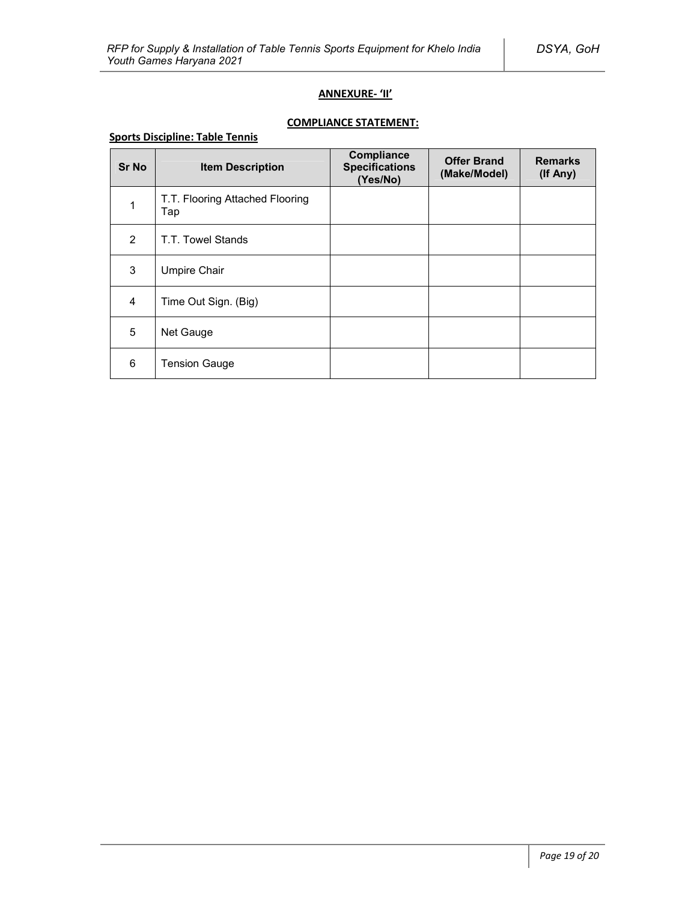**ANNEXURE- 'II'**

**COMPLIANCE STATEMENT:**

**Sports Discipline: Table Tennis**

| Sr No | Item Description | Compliance Specifications (Yes/No) | Offer Brand (Make/Model) | Remarks (If Any) |
|---|---|---|---|---|
| 1 | T.T. Flooring Attached Flooring Tap | | | |
| 2 | T.T. Towel Stands | | | |
| 3 | Umpire Chair | | | |
| 4 | Time Out Sign. (Big) | | | |
| 5 | Net Gauge | | | |
| 6 | Tension Gauge | | | |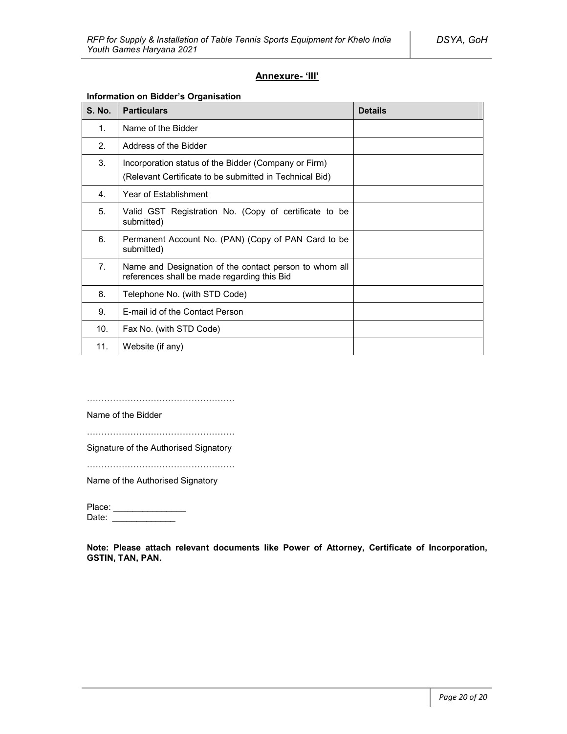## Annexure- 'III'

**Information on Bidder's Organisation**

| S. No. | Particulars | Details |
|---|---|---|
| 1. | Name of the Bidder | |
| 2. | Address of the Bidder | |
| 3. | Incorporation status of the Bidder (Company or Firm) (Relevant Certificate to be submitted in Technical Bid) | |
| 4. | Year of Establishment | |
| 5. | Valid GST Registration No. (Copy of certificate to be submitted) | |
| 6. | Permanent Account No. (PAN) (Copy of PAN Card to be submitted) | |
| 7. | Name and Designation of the contact person to whom all references shall be made regarding this Bid | |
| 8. | Telephone No. (with STD Code) | |
| 9. | E-mail id of the Contact Person | |
| 10. | Fax No. (with STD Code) | |
| 11. | Website (if any) | |

……………………………………………

Name of the Bidder

……………………………………………

Signature of the Authorised Signatory

……………………………………………

Name of the Authorised Signatory

Place: _______________

Date: _____________

**Note: Please attach relevant documents like Power of Attorney, Certificate of Incorporation, GSTIN, TAN, PAN.**